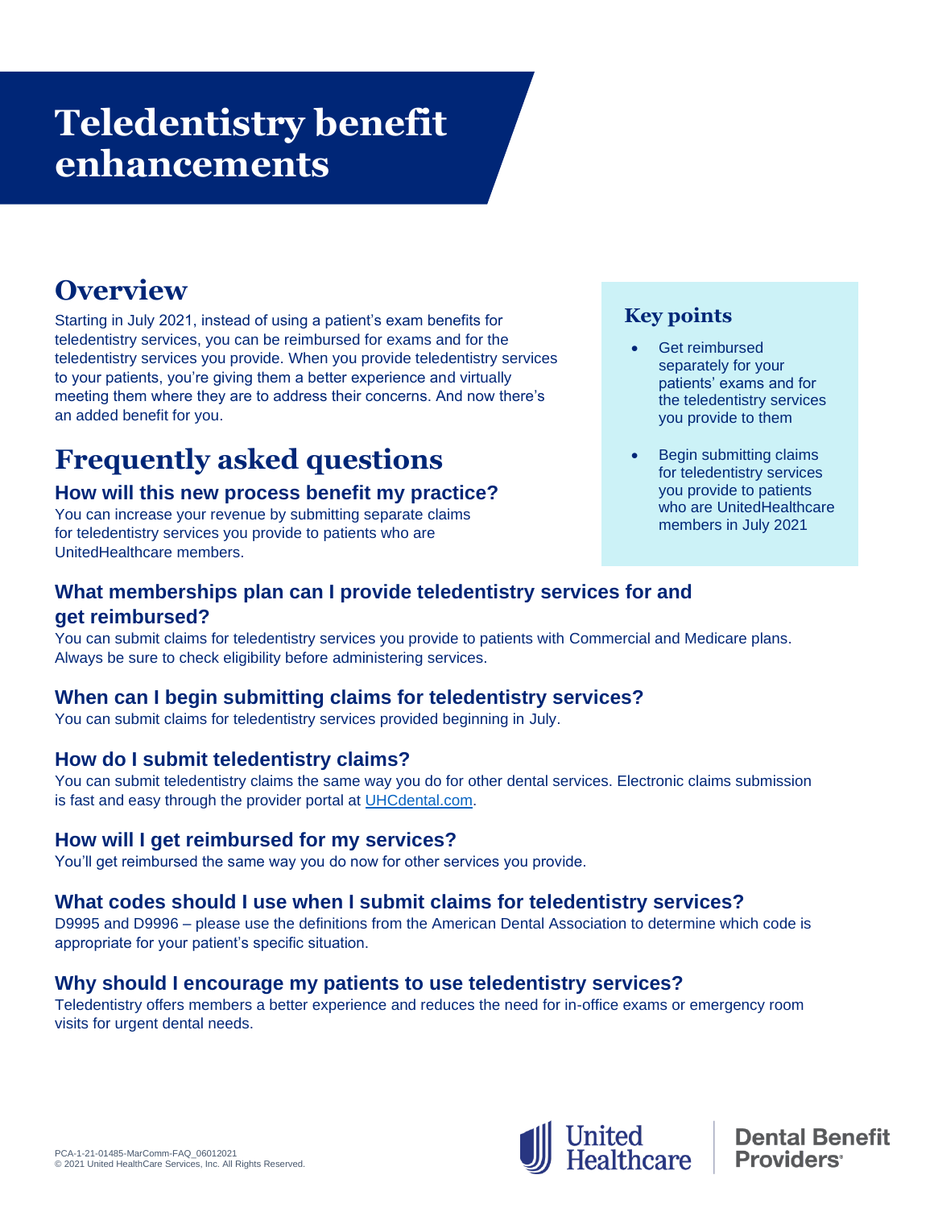# Teledentistry benefit enhancements

## Overview

Starting in July 2021, instead of using a patient's exam benefits for teledentistry services, you can be reimbursed for exams and for the teledentistry services you provide. When you provide teledentistry services to your patients, you're giving them a better experience and virtually meeting them where they are to address their concerns. And now there's an added benefit for you.

### Key points

- Get reimbursed separately for your patients' exams and for the teledentistry services you provide to them
- Begin submitting claims for teledentistry services you provide to patients who are UnitedHealthcare members in July 2021

## Frequently asked questions

### How will this new process benefit my practice?

You can increase your revenue by submitting separate claims for teledentistry services you provide to patients who are UnitedHealthcare members.

### What memberships plan can I provide teledentistry services for and get reimbursed?

You can submit claims for teledentistry services you provide to patients with Commercial and Medicare plans. Always be sure to check eligibility before administering services.

### When can I begin submitting claims for teledentistry services?

You can submit claims for teledentistry services provided beginning in July.

### How do I submit teledentistry claims?

You can submit teledentistry claims the same way you do for other dental services. Electronic claims submission is fast and easy through the provider portal at UHCdental.com.

### How will I get reimbursed for my services?

You'll get reimbursed the same way you do now for other services you provide.

### What codes should I use when I submit claims for teledentistry services?

D9995 and D9996 – please use the definitions from the American Dental Association to determine which code is appropriate for your patient's specific situation.

### Why should I encourage my patients to use teledentistry services?

Teledentistry offers members a better experience and reduces the need for in-office exams or emergency room visits for urgent dental needs.

PCA-1-21-01485-MarComm-FAQ_06012021
© 2021 United HealthCare Services, Inc. All Rights Reserved.

United Healthcare | Dental Benefit Providers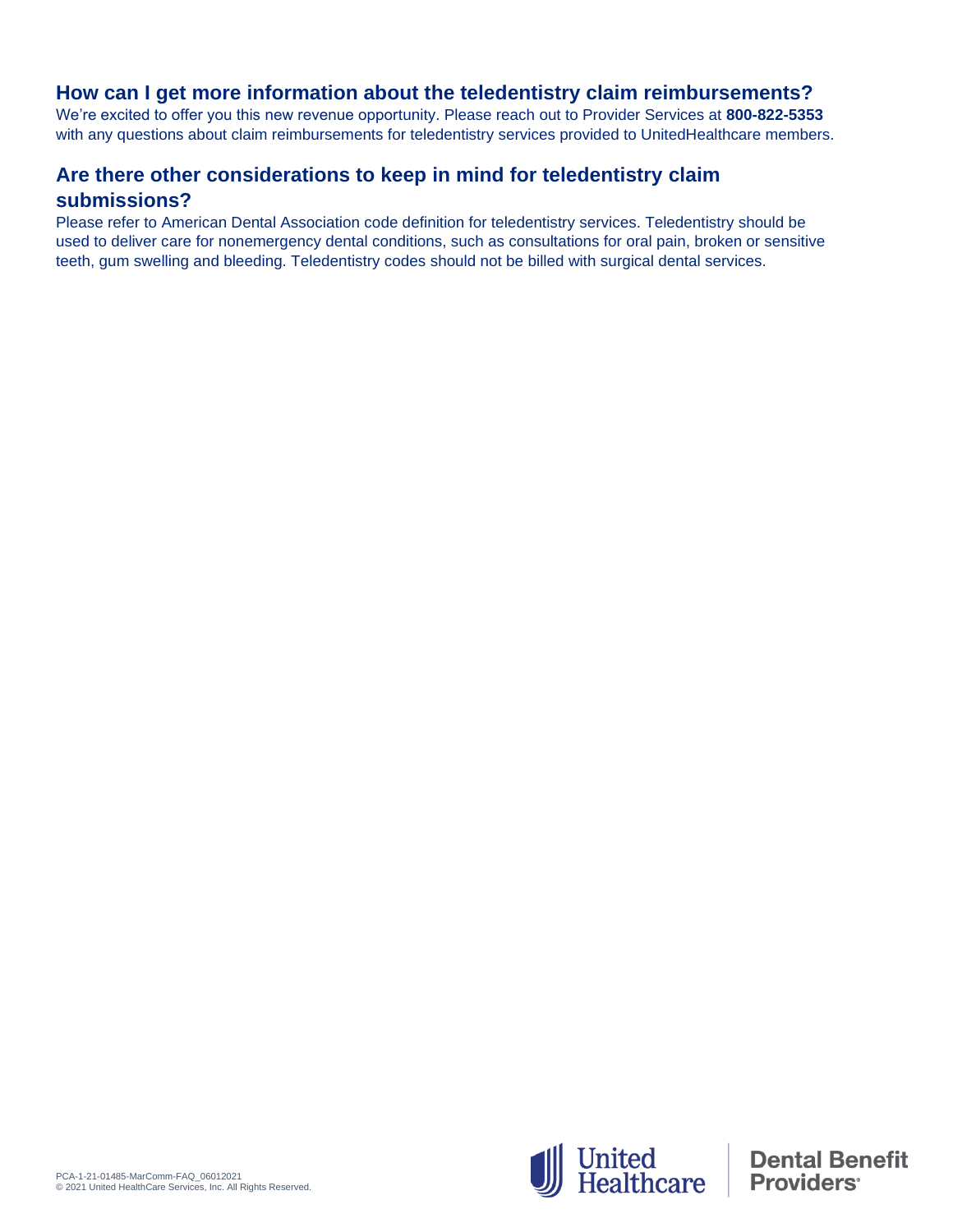## How can I get more information about the teledentistry claim reimbursements?

We're excited to offer you this new revenue opportunity. Please reach out to Provider Services at **800-822-5353** with any questions about claim reimbursements for teledentistry services provided to UnitedHealthcare members.

## Are there other considerations to keep in mind for teledentistry claim submissions?

Please refer to American Dental Association code definition for teledentistry services. Teledentistry should be used to deliver care for nonemergency dental conditions, such as consultations for oral pain, broken or sensitive teeth, gum swelling and bleeding. Teledentistry codes should not be billed with surgical dental services.

PCA-1-21-01485-MarComm-FAQ_06012021
© 2021 United HealthCare Services, Inc. All Rights Reserved.

United Healthcare | Dental Benefit Providers